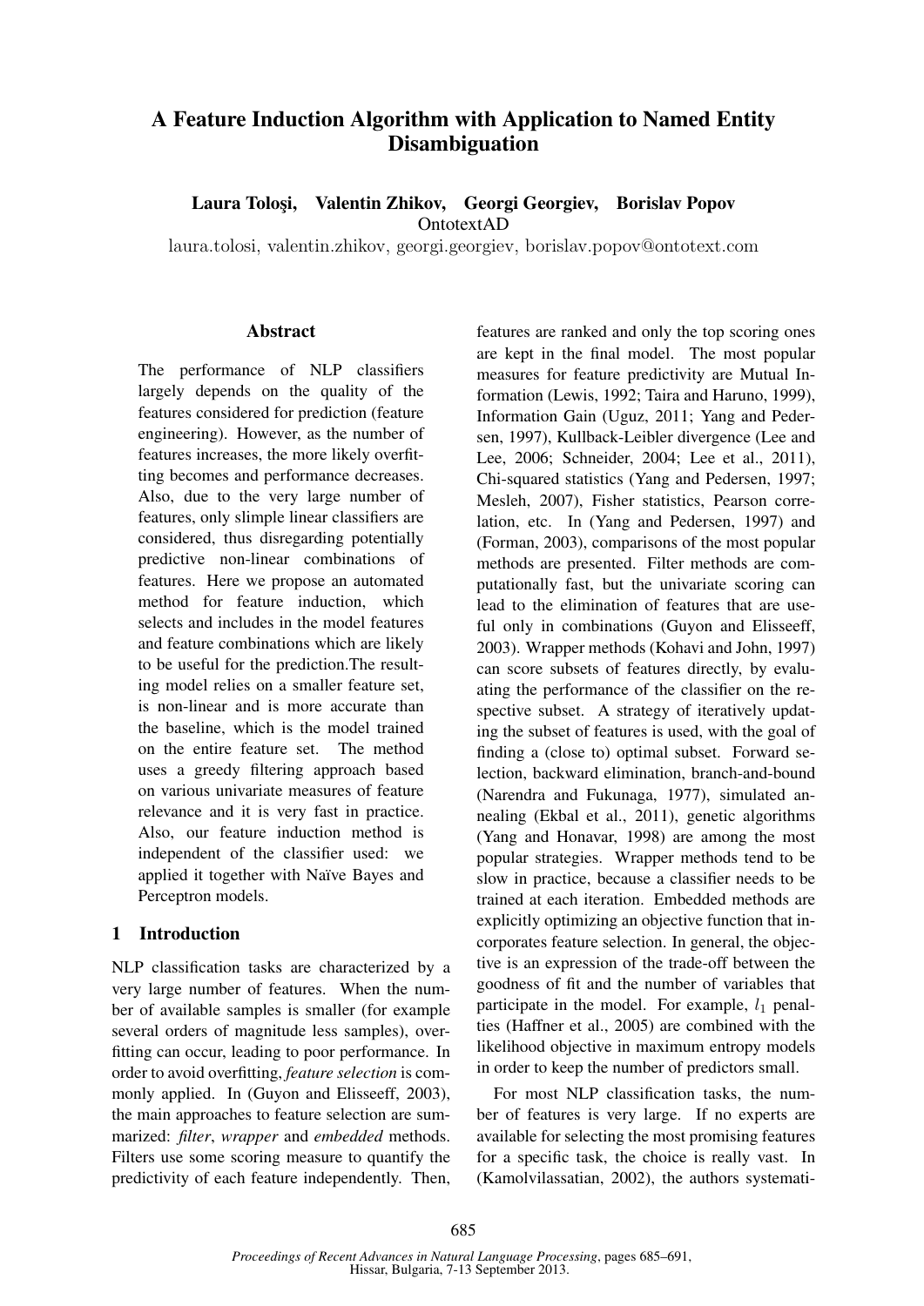# A Feature Induction Algorithm with Application to Named Entity Disambiguation

**Laura Toloşi, Valentin Zhikov, Georgi Georgiev, Borislav Popov**
OntotextAD
laura.tolosi, valentin.zhikov, georgi.georgiev, borislav.popov@ontotext.com

## Abstract

The performance of NLP classifiers largely depends on the quality of the features considered for prediction (feature engineering). However, as the number of features increases, the more likely overfitting becomes and performance decreases. Also, due to the very large number of features, only slimple linear classifiers are considered, thus disregarding potentially predictive non-linear combinations of features. Here we propose an automated method for feature induction, which selects and includes in the model features and feature combinations which are likely to be useful for the prediction.The resulting model relies on a smaller feature set, is non-linear and is more accurate than the baseline, which is the model trained on the entire feature set. The method uses a greedy filtering approach based on various univariate measures of feature relevance and it is very fast in practice. Also, our feature induction method is independent of the classifier used: we applied it together with Naïve Bayes and Perceptron models.

## 1 Introduction

NLP classification tasks are characterized by a very large number of features. When the number of available samples is smaller (for example several orders of magnitude less samples), overfitting can occur, leading to poor performance. In order to avoid overfitting, *feature selection* is commonly applied. In (Guyon and Elisseeff, 2003), the main approaches to feature selection are summarized: *filter*, *wrapper* and *embedded* methods. Filters use some scoring measure to quantify the predictivity of each feature independently. Then, features are ranked and only the top scoring ones are kept in the final model. The most popular measures for feature predictivity are Mutual Information (Lewis, 1992; Taira and Haruno, 1999), Information Gain (Uguz, 2011; Yang and Pedersen, 1997), Kullback-Leibler divergence (Lee and Lee, 2006; Schneider, 2004; Lee et al., 2011), Chi-squared statistics (Yang and Pedersen, 1997; Mesleh, 2007), Fisher statistics, Pearson correlation, etc. In (Yang and Pedersen, 1997) and (Forman, 2003), comparisons of the most popular methods are presented. Filter methods are computationally fast, but the univariate scoring can lead to the elimination of features that are useful only in combinations (Guyon and Elisseeff, 2003). Wrapper methods (Kohavi and John, 1997) can score subsets of features directly, by evaluating the performance of the classifier on the respective subset. A strategy of iteratively updating the subset of features is used, with the goal of finding a (close to) optimal subset. Forward selection, backward elimination, branch-and-bound (Narendra and Fukunaga, 1977), simulated annealing (Ekbal et al., 2011), genetic algorithms (Yang and Honavar, 1998) are among the most popular strategies. Wrapper methods tend to be slow in practice, because a classifier needs to be trained at each iteration. Embedded methods are explicitly optimizing an objective function that incorporates feature selection. In general, the objective is an expression of the trade-off between the goodness of fit and the number of variables that participate in the model. For example, $l_1$ penalties (Haffner et al., 2005) are combined with the likelihood objective in maximum entropy models in order to keep the number of predictors small.

For most NLP classification tasks, the number of features is very large. If no experts are available for selecting the most promising features for a specific task, the choice is really vast. In (Kamolvilassatian, 2002), the authors systemati-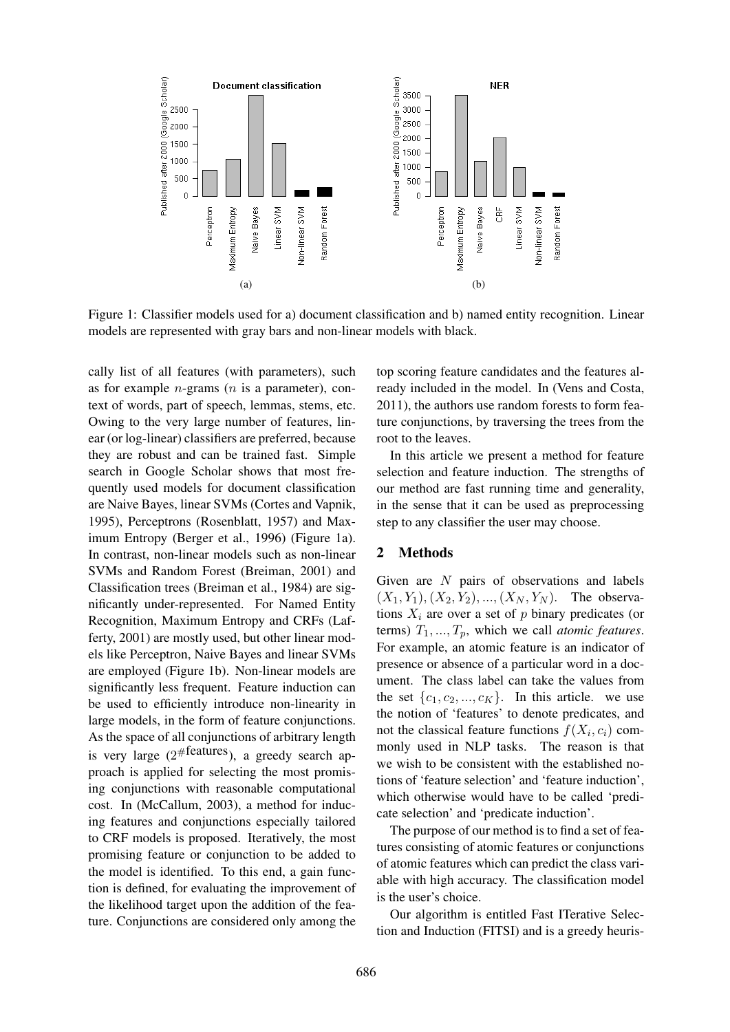Figure 1: Classifier models used for a) document classification and b) named entity recognition. Linear models are represented with gray bars and non-linear models with black.

cally list of all features (with parameters), such as for example $n$-grams ($n$ is a parameter), context of words, part of speech, lemmas, stems, etc. Owing to the very large number of features, linear (or log-linear) classifiers are preferred, because they are robust and can be trained fast. Simple search in Google Scholar shows that most frequently used models for document classification are Naive Bayes, linear SVMs (Cortes and Vapnik, 1995), Perceptrons (Rosenblatt, 1957) and Maximum Entropy (Berger et al., 1996) (Figure 1a). In contrast, non-linear models such as non-linear SVMs and Random Forest (Breiman, 2001) and Classification trees (Breiman et al., 1984) are significantly under-represented. For Named Entity Recognition, Maximum Entropy and CRFs (Lafferty, 2001) are mostly used, but other linear models like Perceptron, Naive Bayes and linear SVMs are employed (Figure 1b). Non-linear models are significantly less frequent. Feature induction can be used to efficiently introduce non-linearity in large models, in the form of feature conjunctions. As the space of all conjunctions of arbitrary length is very large ($2^{\#\text{features}}$), a greedy search approach is applied for selecting the most promising conjunctions with reasonable computational cost. In (McCallum, 2003), a method for inducing features and conjunctions especially tailored to CRF models is proposed. Iteratively, the most promising feature or conjunction to be added to the model is identified. To this end, a gain function is defined, for evaluating the improvement of the likelihood target upon the addition of the feature. Conjunctions are considered only among the top scoring feature candidates and the features already included in the model. In (Vens and Costa, 2011), the authors use random forests to form feature conjunctions, by traversing the trees from the root to the leaves.

In this article we present a method for feature selection and feature induction. The strengths of our method are fast running time and generality, in the sense that it can be used as preprocessing step to any classifier the user may choose.

## 2 Methods

Given are $N$ pairs of observations and labels $(X_1, Y_1), (X_2, Y_2), ..., (X_N, Y_N)$. The observations $X_i$ are over a set of $p$ binary predicates (or terms) $T_1, ..., T_p$, which we call *atomic features*. For example, an atomic feature is an indicator of presence or absence of a particular word in a document. The class label can take the values from the set $\{c_1, c_2, ..., c_K\}$. In this article. we use the notion of 'features' to denote predicates, and not the classical feature functions $f(X_i, c_i)$ commonly used in NLP tasks. The reason is that we wish to be consistent with the established notions of 'feature selection' and 'feature induction', which otherwise would have to be called 'predicate selection' and 'predicate induction'.

The purpose of our method is to find a set of features consisting of atomic features or conjunctions of atomic features which can predict the class variable with high accuracy. The classification model is the user's choice.

Our algorithm is entitled Fast ITerative Selection and Induction (FITSI) and is a greedy heuris-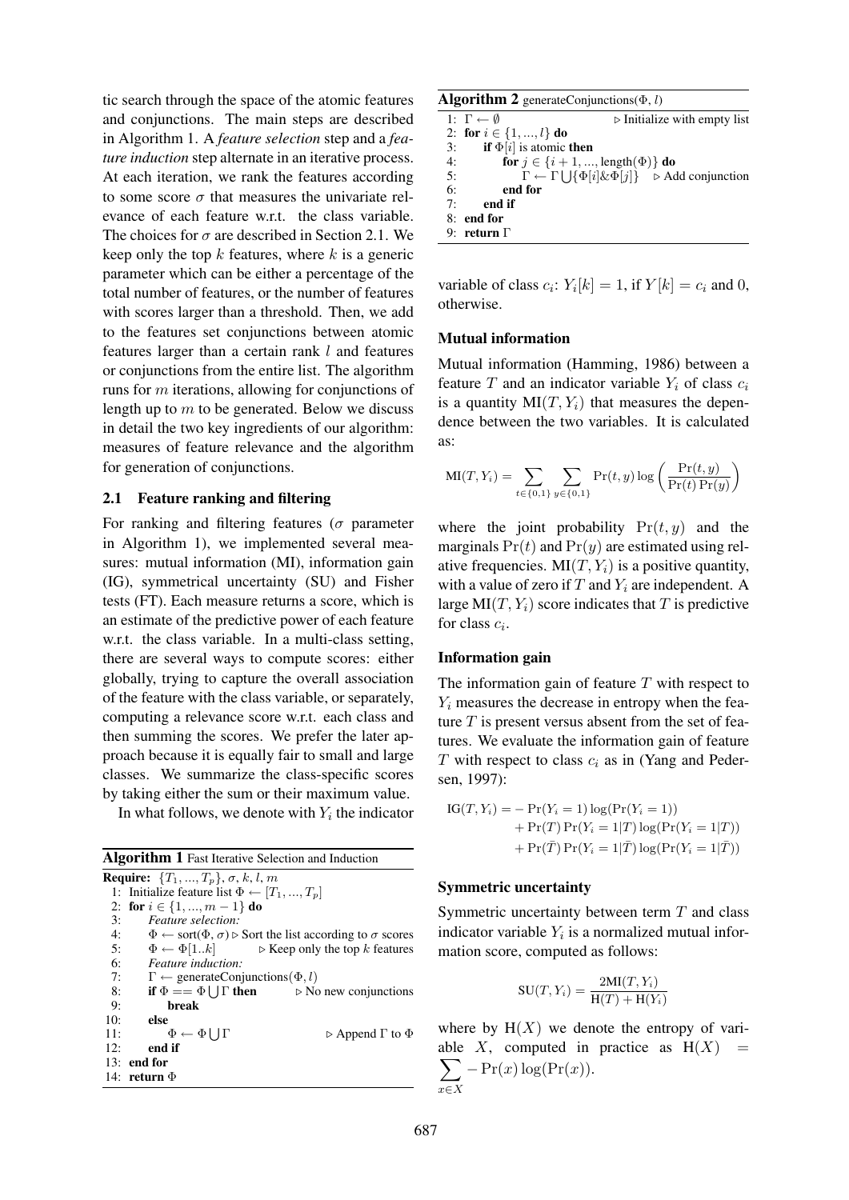tic search through the space of the atomic features and conjunctions. The main steps are described in Algorithm 1. A *feature selection* step and a *feature induction* step alternate in an iterative process. At each iteration, we rank the features according to some score $\sigma$ that measures the univariate relevance of each feature w.r.t. the class variable. The choices for $\sigma$ are described in Section 2.1. We keep only the top $k$ features, where $k$ is a generic parameter which can be either a percentage of the total number of features, or the number of features with scores larger than a threshold. Then, we add to the features set conjunctions between atomic features larger than a certain rank $l$ and features or conjunctions from the entire list. The algorithm runs for $m$ iterations, allowing for conjunctions of length up to $m$ to be generated. Below we discuss in detail the two key ingredients of our algorithm: measures of feature relevance and the algorithm for generation of conjunctions.

## 2.1 Feature ranking and filtering

For ranking and filtering features ($\sigma$ parameter in Algorithm 1), we implemented several measures: mutual information (MI), information gain (IG), symmetrical uncertainty (SU) and Fisher tests (FT). Each measure returns a score, which is an estimate of the predictive power of each feature w.r.t. the class variable. In a multi-class setting, there are several ways to compute scores: either globally, trying to capture the overall association of the feature with the class variable, or separately, computing a relevance score w.r.t. each class and then summing the scores. We prefer the later approach because it is equally fair to small and large classes. We summarize the class-specific scores by taking either the sum or their maximum value.

In what follows, we denote with $Y_i$ the indicator variable of class $c_i$: $Y_i[k] = 1$, if $Y[k] = c_i$ and 0, otherwise.

**Algorithm 1** Fast Iterative Selection and Induction

```
Require: {T_1, ..., T_p}, σ, k, l, m
 1: Initialize feature list Φ ← [T_1, ..., T_p]
 2: for i ∈ {1, ..., m − 1} do
 3:     Feature selection:
 4:     Φ ← sort(Φ, σ)  ▷ Sort the list according to σ scores
 5:     Φ ← Φ[1..k]              ▷ Keep only the top k features
 6:     Feature induction:
 7:     Γ ← generateConjunctions(Φ, l)
 8:     if Φ == Φ ⋃ Γ then         ▷ No new conjunctions
 9:         break
10:     else
11:         Φ ← Φ ⋃ Γ                      ▷ Append Γ to Φ
12:     end if
13: end for
14: return Φ
```

**Algorithm 2** generateConjunctions(Φ, $l$)

```
1: Γ ← ∅                          ▷ Initialize with empty list
2: for i ∈ {1, ..., l} do
3:     if Φ[i] is atomic then
4:         for j ∈ {i + 1, ..., length(Φ)} do
5:             Γ ← Γ ⋃ {Φ[i]&Φ[j]}   ▷ Add conjunction
6:         end for
7:     end if
8: end for
9: return Γ
```

### Mutual information

Mutual information (Hamming, 1986) between a feature $T$ and an indicator variable $Y_i$ of class $c_i$ is a quantity $\mathrm{MI}(T, Y_i)$ that measures the dependence between the two variables. It is calculated as:

$$\mathrm{MI}(T, Y_i) = \sum_{t \in \{0,1\}} \sum_{y \in \{0,1\}} \Pr(t, y) \log \left( \frac{\Pr(t, y)}{\Pr(t) \Pr(y)} \right)$$

where the joint probability $\Pr(t, y)$ and the marginals $\Pr(t)$ and $\Pr(y)$ are estimated using relative frequencies. $\mathrm{MI}(T, Y_i)$ is a positive quantity, with a value of zero if $T$ and $Y_i$ are independent. A large $\mathrm{MI}(T, Y_i)$ score indicates that $T$ is predictive for class $c_i$.

### Information gain

The information gain of feature $T$ with respect to $Y_i$ measures the decrease in entropy when the feature $T$ is present versus absent from the set of features. We evaluate the information gain of feature $T$ with respect to class $c_i$ as in (Yang and Pedersen, 1997):

$$\begin{aligned}\mathrm{IG}(T, Y_i) = &- \Pr(Y_i = 1) \log(\Pr(Y_i = 1)) \\ &+ \Pr(T) \Pr(Y_i = 1|T) \log(\Pr(Y_i = 1|T)) \\ &+ \Pr(\bar{T}) \Pr(Y_i = 1|\bar{T}) \log(\Pr(Y_i = 1|\bar{T}))\end{aligned}$$

### Symmetric uncertainty

Symmetric uncertainty between term $T$ and class indicator variable $Y_i$ is a normalized mutual information score, computed as follows:

$$\mathrm{SU}(T, Y_i) = \frac{2\mathrm{MI}(T, Y_i)}{\mathrm{H}(T) + \mathrm{H}(Y_i)}$$

where by $\mathrm{H}(X)$ we denote the entropy of variable $X$, computed in practice as $\mathrm{H}(X) = \sum_{x \in X} - \Pr(x) \log(\Pr(x))$.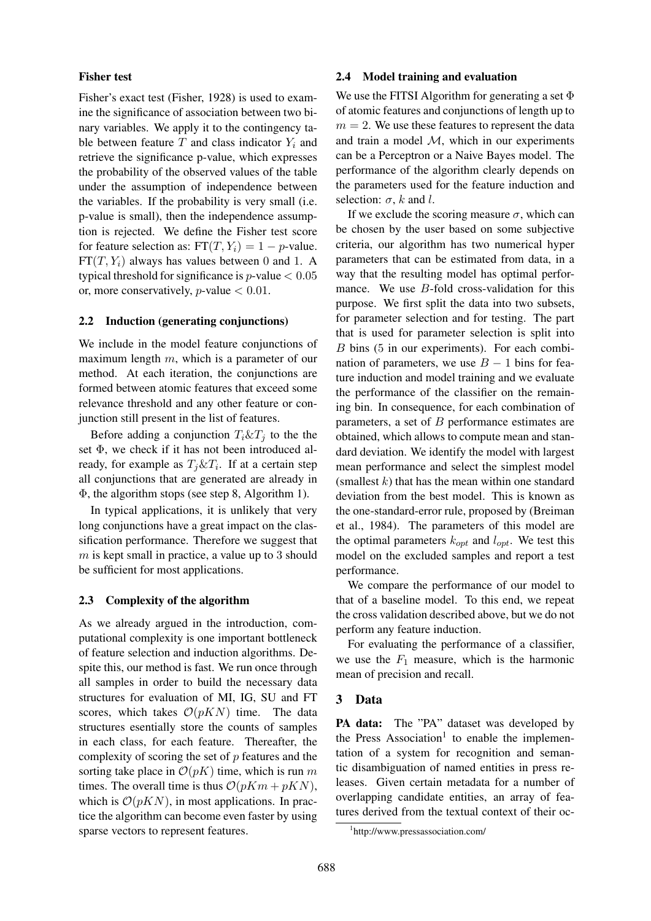**Fisher test**

Fisher's exact test (Fisher, 1928) is used to examine the significance of association between two binary variables. We apply it to the contingency table between feature $T$ and class indicator $Y_i$ and retrieve the significance p-value, which expresses the probability of the observed values of the table under the assumption of independence between the variables. If the probability is very small (i.e. p-value is small), then the independence assumption is rejected. We define the Fisher test score for feature selection as: $\text{FT}(T, Y_i) = 1 - p$-value. $\text{FT}(T, Y_i)$ always has values between 0 and 1. A typical threshold for significance is $p$-value $< 0.05$ or, more conservatively, $p$-value $< 0.01$.

### 2.2 Induction (generating conjunctions)

We include in the model feature conjunctions of maximum length $m$, which is a parameter of our method. At each iteration, the conjunctions are formed between atomic features that exceed some relevance threshold and any other feature or conjunction still present in the list of features.

Before adding a conjunction $T_i \& T_j$ to the the set $\Phi$, we check if it has not been introduced already, for example as $T_j \& T_i$. If at a certain step all conjunctions that are generated are already in $\Phi$, the algorithm stops (see step 8, Algorithm 1).

In typical applications, it is unlikely that very long conjunctions have a great impact on the classification performance. Therefore we suggest that $m$ is kept small in practice, a value up to 3 should be sufficient for most applications.

### 2.3 Complexity of the algorithm

As we already argued in the introduction, computational complexity is one important bottleneck of feature selection and induction algorithms. Despite this, our method is fast. We run once through all samples in order to build the necessary data structures for evaluation of MI, IG, SU and FT scores, which takes $\mathcal{O}(pKN)$ time. The data structures esentially store the counts of samples in each class, for each feature. Thereafter, the complexity of scoring the set of $p$ features and the sorting take place in $\mathcal{O}(pK)$ time, which is run $m$ times. The overall time is thus $\mathcal{O}(pKm + pKN)$, which is $\mathcal{O}(pKN)$, in most applications. In practice the algorithm can become even faster by using sparse vectors to represent features.

### 2.4 Model training and evaluation

We use the FITSI Algorithm for generating a set $\Phi$ of atomic features and conjunctions of length up to $m = 2$. We use these features to represent the data and train a model $\mathcal{M}$, which in our experiments can be a Perceptron or a Naive Bayes model. The performance of the algorithm clearly depends on the parameters used for the feature induction and selection: $\sigma$, $k$ and $l$.

If we exclude the scoring measure $\sigma$, which can be chosen by the user based on some subjective criteria, our algorithm has two numerical hyper parameters that can be estimated from data, in a way that the resulting model has optimal performance. We use $B$-fold cross-validation for this purpose. We first split the data into two subsets, for parameter selection and for testing. The part that is used for parameter selection is split into $B$ bins (5 in our experiments). For each combination of parameters, we use $B - 1$ bins for feature induction and model training and we evaluate the performance of the classifier on the remaining bin. In consequence, for each combination of parameters, a set of $B$ performance estimates are obtained, which allows to compute mean and standard deviation. We identify the model with largest mean performance and select the simplest model (smallest $k$) that has the mean within one standard deviation from the best model. This is known as the one-standard-error rule, proposed by (Breiman et al., 1984). The parameters of this model are the optimal parameters $k_{opt}$ and $l_{opt}$. We test this model on the excluded samples and report a test performance.

We compare the performance of our model to that of a baseline model. To this end, we repeat the cross validation described above, but we do not perform any feature induction.

For evaluating the performance of a classifier, we use the $F_1$ measure, which is the harmonic mean of precision and recall.

## 3 Data

**PA data:** The "PA" dataset was developed by the Press Association[1] to enable the implementation of a system for recognition and semantic disambiguation of named entities in press releases. Given certain metadata for a number of overlapping candidate entities, an array of features derived from the textual context of their oc-

[1] http://www.pressassociation.com/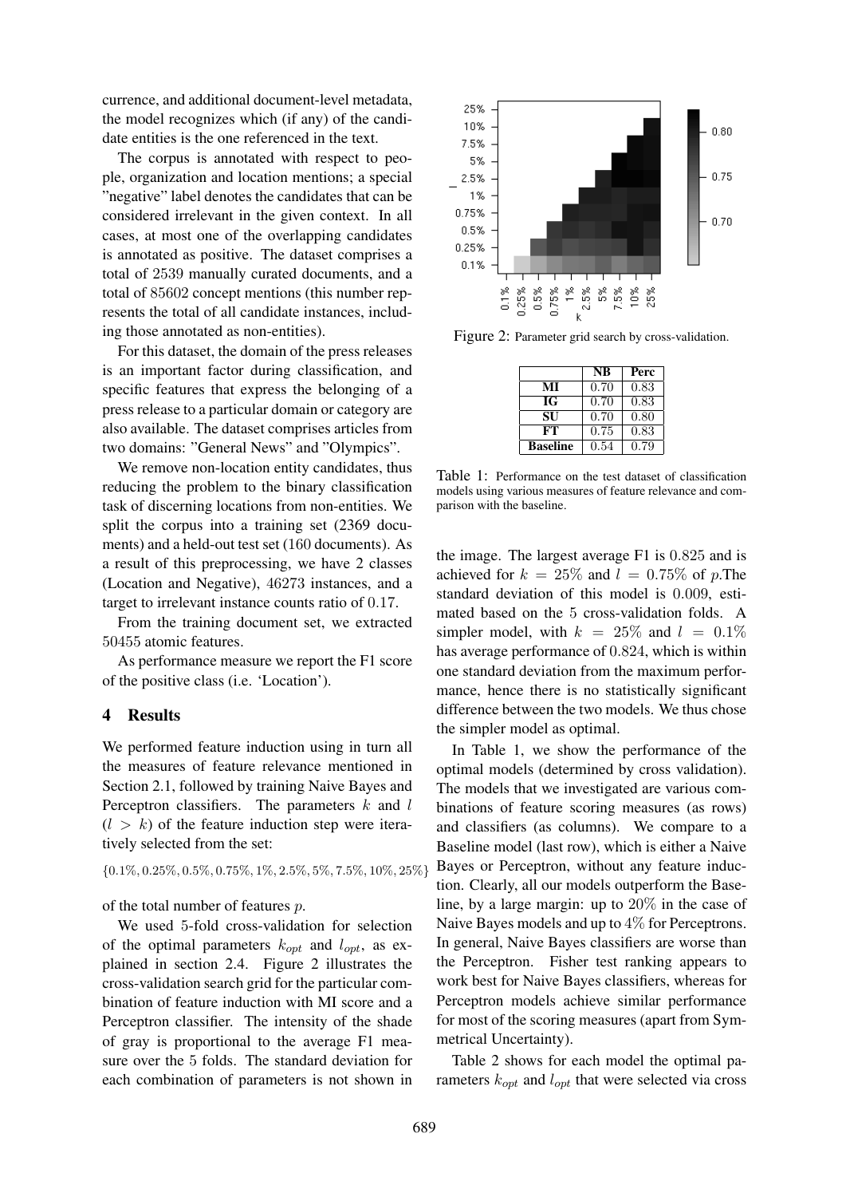currence, and additional document-level metadata, the model recognizes which (if any) of the candidate entities is the one referenced in the text.

The corpus is annotated with respect to people, organization and location mentions; a special "negative" label denotes the candidates that can be considered irrelevant in the given context. In all cases, at most one of the overlapping candidates is annotated as positive. The dataset comprises a total of 2539 manually curated documents, and a total of 85602 concept mentions (this number represents the total of all candidate instances, including those annotated as non-entities).

For this dataset, the domain of the press releases is an important factor during classification, and specific features that express the belonging of a press release to a particular domain or category are also available. The dataset comprises articles from two domains: "General News" and "Olympics".

We remove non-location entity candidates, thus reducing the problem to the binary classification task of discerning locations from non-entities. We split the corpus into a training set (2369 documents) and a held-out test set (160 documents). As a result of this preprocessing, we have 2 classes (Location and Negative), 46273 instances, and a target to irrelevant instance counts ratio of 0.17.

From the training document set, we extracted 50455 atomic features.

As performance measure we report the F1 score of the positive class (i.e. 'Location').

## 4 Results

We performed feature induction using in turn all the measures of feature relevance mentioned in Section 2.1, followed by training Naive Bayes and Perceptron classifiers. The parameters $k$ and $l$ ($l > k$) of the feature induction step were iteratively selected from the set:

$\{0.1\%, 0.25\%, 0.5\%, 0.75\%, 1\%, 2.5\%, 5\%, 7.5\%, 10\%, 25\%\}$

of the total number of features $p$.

We used 5-fold cross-validation for selection of the optimal parameters $k_{opt}$ and $l_{opt}$, as explained in section 2.4. Figure 2 illustrates the cross-validation search grid for the particular combination of feature induction with MI score and a Perceptron classifier. The intensity of the shade of gray is proportional to the average F1 measure over the 5 folds. The standard deviation for each combination of parameters is not shown in the image. The largest average F1 is 0.825 and is achieved for $k = 25\%$ and $l = 0.75\%$ of $p$.The standard deviation of this model is 0.009, estimated based on the 5 cross-validation folds. A simpler model, with $k = 25\%$ and $l = 0.1\%$ has average performance of 0.824, which is within one standard deviation from the maximum performance, hence there is no statistically significant difference between the two models. We thus chose the simpler model as optimal.

Figure 2: Parameter grid search by cross-validation.

|  | NB | Perc |
|---|---|---|
| **MI** | 0.70 | 0.83 |
| **IG** | 0.70 | 0.83 |
| **SU** | 0.70 | 0.80 |
| **FT** | 0.75 | 0.83 |
| **Baseline** | 0.54 | 0.79 |

Table 1: Performance on the test dataset of classification models using various measures of feature relevance and comparison with the baseline.

In Table 1, we show the performance of the optimal models (determined by cross validation). The models that we investigated are various combinations of feature scoring measures (as rows) and classifiers (as columns). We compare to a Baseline model (last row), which is either a Naive Bayes or Perceptron, without any feature induction. Clearly, all our models outperform the Baseline, by a large margin: up to 20% in the case of Naive Bayes models and up to 4% for Perceptrons. In general, Naive Bayes classifiers are worse than the Perceptron. Fisher test ranking appears to work best for Naive Bayes classifiers, whereas for Perceptron models achieve similar performance for most of the scoring measures (apart from Symmetrical Uncertainty).

Table 2 shows for each model the optimal parameters $k_{opt}$ and $l_{opt}$ that were selected via cross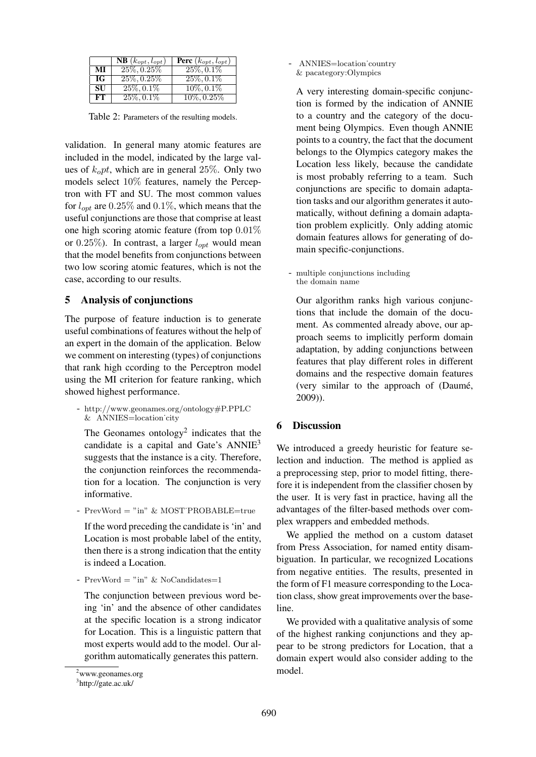|  | **NB** ($k_{opt}, l_{opt}$) | **Perc** ($k_{opt}, l_{opt}$) |
|---|---|---|
| **MI** | $25\%, 0.25\%$ | $25\%, 0.1\%$ |
| **IG** | $25\%, 0.25\%$ | $25\%, 0.1\%$ |
| **SU** | $25\%, 0.1\%$ | $10\%, 0.1\%$ |
| **FT** | $25\%, 0.1\%$ | $10\%, 0.25\%$ |

Table 2: Parameters of the resulting models.

validation. In general many atomic features are included in the model, indicated by the large values of $k_opt$, which are in general $25\%$. Only two models select $10\%$ features, namely the Perceptron with FT and SU. The most common values for $l_{opt}$ are $0.25\%$ and $0.1\%$, which means that the useful conjunctions are those that comprise at least one high scoring atomic feature (from top $0.01\%$ or $0.25\%$). In contrast, a larger $l_{opt}$ would mean that the model benefits from conjunctions between two low scoring atomic features, which is not the case, according to our results.

## 5 Analysis of conjunctions

The purpose of feature induction is to generate useful combinations of features without the help of an expert in the domain of the application. Below we comment on interesting (types) of conjunctions that rank high ccording to the Perceptron model using the MI criterion for feature ranking, which showed highest performance.

- http://www.geonames.org/ontology#P.PPLC & ANNIES=location˙city

  The Geonames ontology[2] indicates that the candidate is a capital and Gate's ANNIE[3] suggests that the instance is a city. Therefore, the conjunction reinforces the recommendation for a location. The conjunction is very informative.

- PrevWord = "in" & MOST˙PROBABLE=true

  If the word preceding the candidate is 'in' and Location is most probable label of the entity, then there is a strong indication that the entity is indeed a Location.

- PrevWord = "in" & NoCandidates=1

  The conjunction between previous word being 'in' and the absence of other candidates at the specific location is a strong indicator for Location. This is a linguistic pattern that most experts would add to the model. Our algorithm automatically generates this pattern.

- ANNIES=location˙country & pacategory:Olympics

  A very interesting domain-specific conjunction is formed by the indication of ANNIE to a country and the category of the document being Olympics. Even though ANNIE points to a country, the fact that the document belongs to the Olympics category makes the Location less likely, because the candidate is most probably referring to a team. Such conjunctions are specific to domain adaptation tasks and our algorithm generates it automatically, without defining a domain adaptation problem explicitly. Only adding atomic domain features allows for generating of domain specific-conjunctions.

- multiple conjunctions including the domain name

  Our algorithm ranks high various conjunctions that include the domain of the document. As commented already above, our approach seems to implicitly perform domain adaptation, by adding conjunctions between features that play different roles in different domains and the respective domain features (very similar to the approach of (Daumé, 2009)).

## 6 Discussion

We introduced a greedy heuristic for feature selection and induction. The method is applied as a preprocessing step, prior to model fitting, therefore it is independent from the classifier chosen by the user. It is very fast in practice, having all the advantages of the filter-based methods over complex wrappers and embedded methods.

We applied the method on a custom dataset from Press Association, for named entity disambiguation. In particular, we recognized Locations from negative entities. The results, presented in the form of F1 measure corresponding to the Location class, show great improvements over the baseline.

We provided with a qualitative analysis of some of the highest ranking conjunctions and they appear to be strong predictors for Location, that a domain expert would also consider adding to the model.

[2] www.geonames.org

[3] http://gate.ac.uk/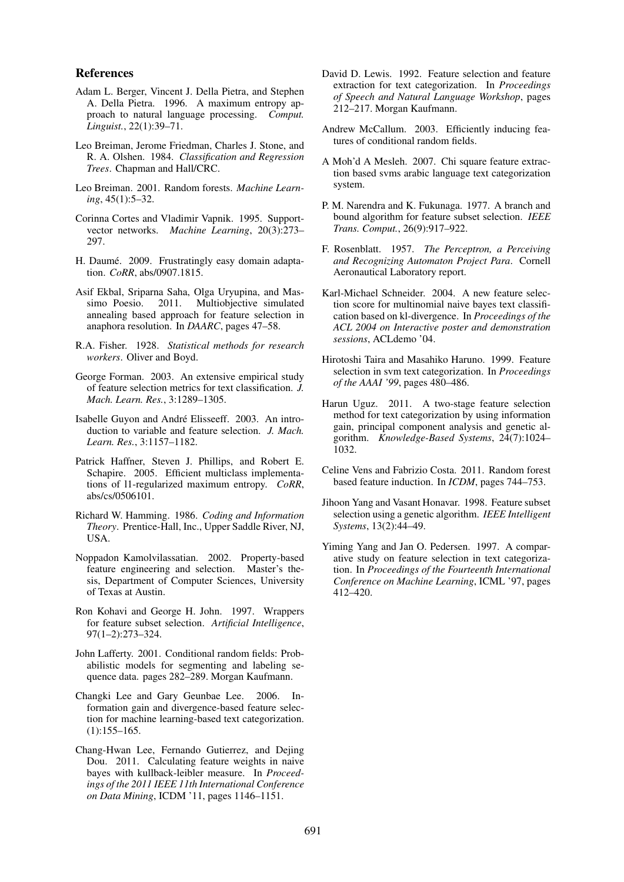## References

Adam L. Berger, Vincent J. Della Pietra, and Stephen A. Della Pietra. 1996. A maximum entropy approach to natural language processing. *Comput. Linguist.*, 22(1):39–71.

Leo Breiman, Jerome Friedman, Charles J. Stone, and R. A. Olshen. 1984. *Classification and Regression Trees*. Chapman and Hall/CRC.

Leo Breiman. 2001. Random forests. *Machine Learning*, 45(1):5–32.

Corinna Cortes and Vladimir Vapnik. 1995. Support-vector networks. *Machine Learning*, 20(3):273–297.

H. Daumé. 2009. Frustratingly easy domain adaptation. *CoRR*, abs/0907.1815.

Asif Ekbal, Sriparna Saha, Olga Uryupina, and Massimo Poesio. 2011. Multiobjective simulated annealing based approach for feature selection in anaphora resolution. In *DAARC*, pages 47–58.

R.A. Fisher. 1928. *Statistical methods for research workers*. Oliver and Boyd.

George Forman. 2003. An extensive empirical study of feature selection metrics for text classification. *J. Mach. Learn. Res.*, 3:1289–1305.

Isabelle Guyon and André Elisseeff. 2003. An introduction to variable and feature selection. *J. Mach. Learn. Res.*, 3:1157–1182.

Patrick Haffner, Steven J. Phillips, and Robert E. Schapire. 2005. Efficient multiclass implementations of l1-regularized maximum entropy. *CoRR*, abs/cs/0506101.

Richard W. Hamming. 1986. *Coding and Information Theory*. Prentice-Hall, Inc., Upper Saddle River, NJ, USA.

Noppadon Kamolvilassatian. 2002. Property-based feature engineering and selection. Master's thesis, Department of Computer Sciences, University of Texas at Austin.

Ron Kohavi and George H. John. 1997. Wrappers for feature subset selection. *Artificial Intelligence*, 97(1–2):273–324.

John Lafferty. 2001. Conditional random fields: Probabilistic models for segmenting and labeling sequence data. pages 282–289. Morgan Kaufmann.

Changki Lee and Gary Geunbae Lee. 2006. Information gain and divergence-based feature selection for machine learning-based text categorization. (1):155–165.

Chang-Hwan Lee, Fernando Gutierrez, and Dejing Dou. 2011. Calculating feature weights in naive bayes with kullback-leibler measure. In *Proceedings of the 2011 IEEE 11th International Conference on Data Mining*, ICDM '11, pages 1146–1151.

David D. Lewis. 1992. Feature selection and feature extraction for text categorization. In *Proceedings of Speech and Natural Language Workshop*, pages 212–217. Morgan Kaufmann.

Andrew McCallum. 2003. Efficiently inducing features of conditional random fields.

A Moh'd A Mesleh. 2007. Chi square feature extraction based svms arabic language text categorization system.

P. M. Narendra and K. Fukunaga. 1977. A branch and bound algorithm for feature subset selection. *IEEE Trans. Comput.*, 26(9):917–922.

F. Rosenblatt. 1957. *The Perceptron, a Perceiving and Recognizing Automaton Project Para*. Cornell Aeronautical Laboratory report.

Karl-Michael Schneider. 2004. A new feature selection score for multinomial naive bayes text classification based on kl-divergence. In *Proceedings of the ACL 2004 on Interactive poster and demonstration sessions*, ACLdemo '04.

Hirotoshi Taira and Masahiko Haruno. 1999. Feature selection in svm text categorization. In *Proceedings of the AAAI '99*, pages 480–486.

Harun Uguz. 2011. A two-stage feature selection method for text categorization by using information gain, principal component analysis and genetic algorithm. *Knowledge-Based Systems*, 24(7):1024–1032.

Celine Vens and Fabrizio Costa. 2011. Random forest based feature induction. In *ICDM*, pages 744–753.

Jihoon Yang and Vasant Honavar. 1998. Feature subset selection using a genetic algorithm. *IEEE Intelligent Systems*, 13(2):44–49.

Yiming Yang and Jan O. Pedersen. 1997. A comparative study on feature selection in text categorization. In *Proceedings of the Fourteenth International Conference on Machine Learning*, ICML '97, pages 412–420.